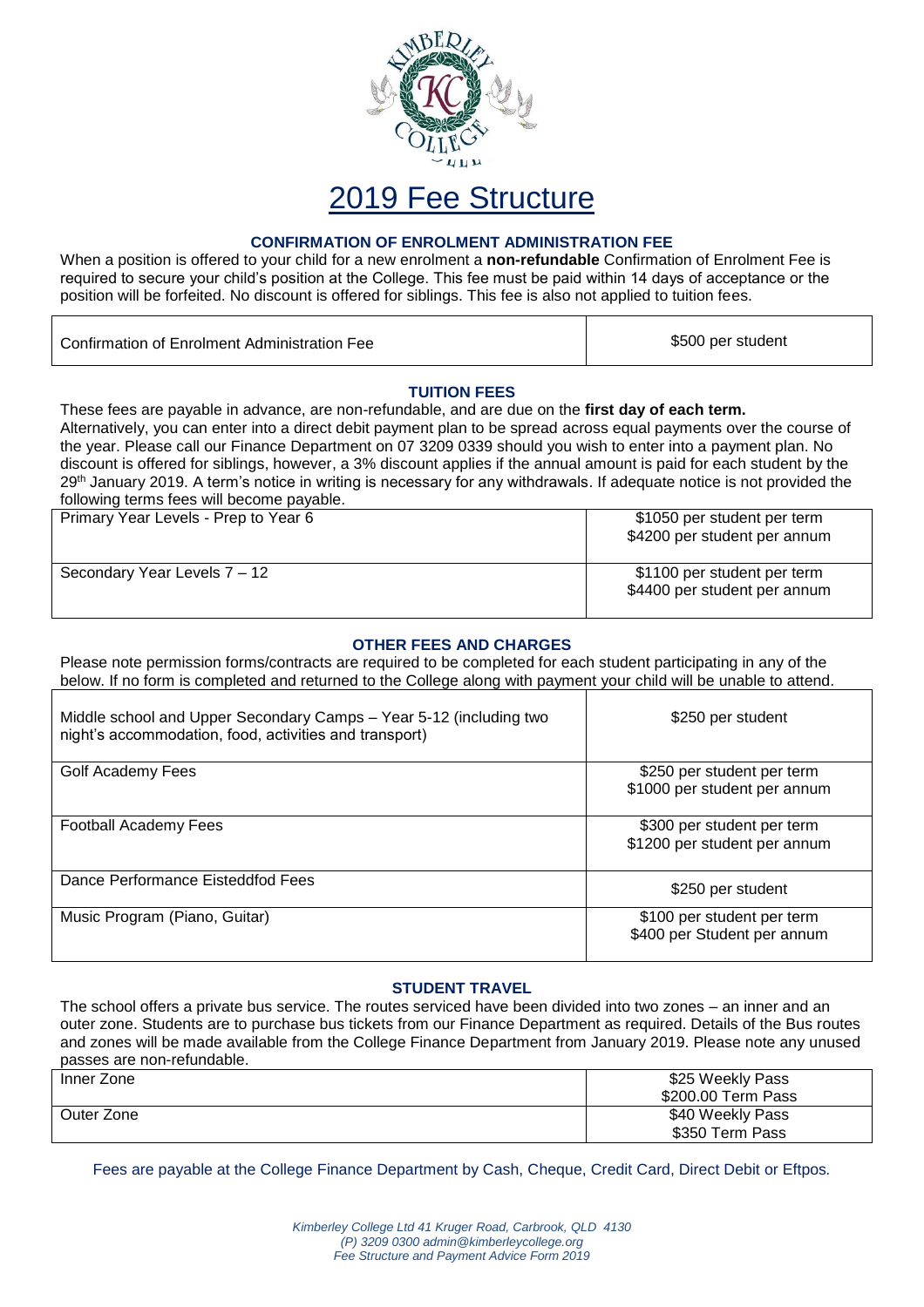# 2019 Fee Structure

### CONFIRMATION OF ENROLMENT ADMINISTRATION FEE

When a position is offered to your child for a new enrolment a **non-refundable** Confirmation of Enrolment Fee is required to secure your child's position at the College. This fee must be paid within 14 days of acceptance or the position will be forfeited. No discount is offered for siblings. This fee is also not applied to tuition fees.

| Confirmation of Enrolment Administration Fee | $500 per student |
|---|---|

### TUITION FEES

These fees are payable in advance, are non-refundable, and are due on the **first day of each term.** Alternatively, you can enter into a direct debit payment plan to be spread across equal payments over the course of the year. Please call our Finance Department on 07 3209 0339 should you wish to enter into a payment plan. No discount is offered for siblings, however, a 3% discount applies if the annual amount is paid for each student by the 29th January 2019. A term's notice in writing is necessary for any withdrawals. If adequate notice is not provided the following terms fees will become payable.

| Year Levels | Fees |
|---|---|
| Primary Year Levels - Prep to Year 6 | $1050 per student per term<br>$4200 per student per annum |
| Secondary Year Levels 7 – 12 | $1100 per student per term<br>$4400 per student per annum |

### OTHER FEES AND CHARGES

Please note permission forms/contracts are required to be completed for each student participating in any of the below. If no form is completed and returned to the College along with payment your child will be unable to attend.

| Item | Fees |
|---|---|
| Middle school and Upper Secondary Camps – Year 5-12 (including two night's accommodation, food, activities and transport) | $250 per student |
| Golf Academy Fees | $250 per student per term<br>$1000 per student per annum |
| Football Academy Fees | $300 per student per term<br>$1200 per student per annum |
| Dance Performance Eisteddfod Fees | $250 per student |
| Music Program (Piano, Guitar) | $100 per student per term<br>$400 per Student per annum |

### STUDENT TRAVEL

The school offers a private bus service. The routes serviced have been divided into two zones – an inner and an outer zone. Students are to purchase bus tickets from our Finance Department as required. Details of the Bus routes and zones will be made available from the College Finance Department from January 2019. Please note any unused passes are non-refundable.

| Zone | Pass |
|---|---|
| Inner Zone | $25 Weekly Pass<br>$200.00 Term Pass |
| Outer Zone | $40 Weekly Pass<br>$350 Term Pass |

Fees are payable at the College Finance Department by Cash, Cheque, Credit Card, Direct Debit or Eftpos.

*Kimberley College Ltd 41 Kruger Road, Carbrook, QLD 4130*
*(P) 3209 0300 admin@kimberleycollege.org*
*Fee Structure and Payment Advice Form 2019*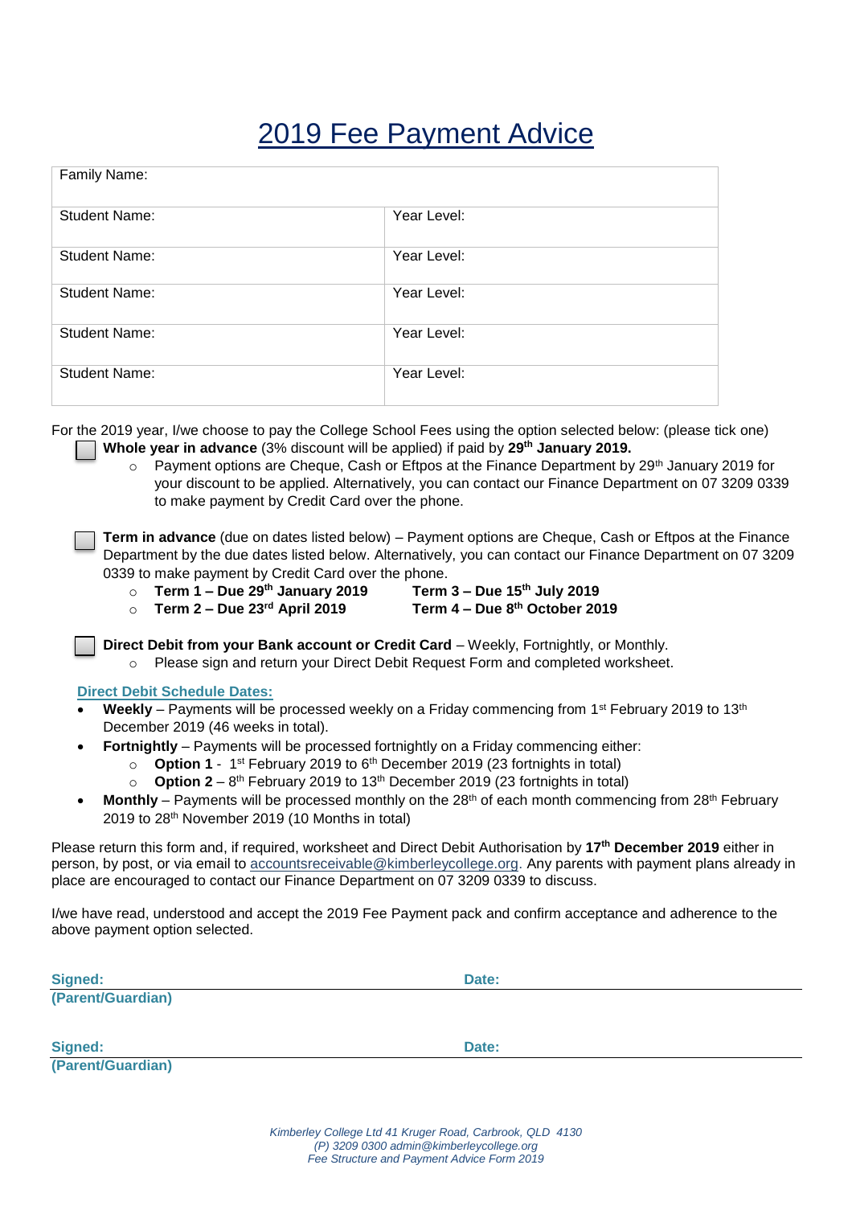# 2019 Fee Payment Advice

| Family Name: | |
|---|---|
| Student Name: | Year Level: |
| Student Name: | Year Level: |
| Student Name: | Year Level: |
| Student Name: | Year Level: |
| Student Name: | Year Level: |

For the 2019 year, I/we choose to pay the College School Fees using the option selected below: (please tick one)

☐ **Whole year in advance** (3% discount will be applied) if paid by **29th January 2019.**

- Payment options are Cheque, Cash or Eftpos at the Finance Department by 29th January 2019 for your discount to be applied. Alternatively, you can contact our Finance Department on 07 3209 0339 to make payment by Credit Card over the phone.

☐ **Term in advance** (due on dates listed below) – Payment options are Cheque, Cash or Eftpos at the Finance Department by the due dates listed below. Alternatively, you can contact our Finance Department on 07 3209 0339 to make payment by Credit Card over the phone.

- **Term 1 – Due 29th January 2019**
- **Term 2 – Due 23rd April 2019**
- **Term 3 – Due 15th July 2019**
- **Term 4 – Due 8th October 2019**

☐ **Direct Debit from your Bank account or Credit Card** – Weekly, Fortnightly, or Monthly.

- Please sign and return your Direct Debit Request Form and completed worksheet.

**Direct Debit Schedule Dates:**

- **Weekly** – Payments will be processed weekly on a Friday commencing from 1st February 2019 to 13th December 2019 (46 weeks in total).
- **Fortnightly** – Payments will be processed fortnightly on a Friday commencing either:
  - **Option 1** - 1st February 2019 to 6th December 2019 (23 fortnights in total)
  - **Option 2** – 8th February 2019 to 13th December 2019 (23 fortnights in total)
- **Monthly** – Payments will be processed monthly on the 28th of each month commencing from 28th February 2019 to 28th November 2019 (10 Months in total)

Please return this form and, if required, worksheet and Direct Debit Authorisation by **17th December 2019** either in person, by post, or via email to accountsreceivable@kimberleycollege.org. Any parents with payment plans already in place are encouraged to contact our Finance Department on 07 3209 0339 to discuss.

I/we have read, understood and accept the 2019 Fee Payment pack and confirm acceptance and adherence to the above payment option selected.

**Signed:** **Date:**
**(Parent/Guardian)**

**Signed:** **Date:**
**(Parent/Guardian)**

*Kimberley College Ltd 41 Kruger Road, Carbrook, QLD 4130*
*(P) 3209 0300 admin@kimberleycollege.org*
*Fee Structure and Payment Advice Form 2019*